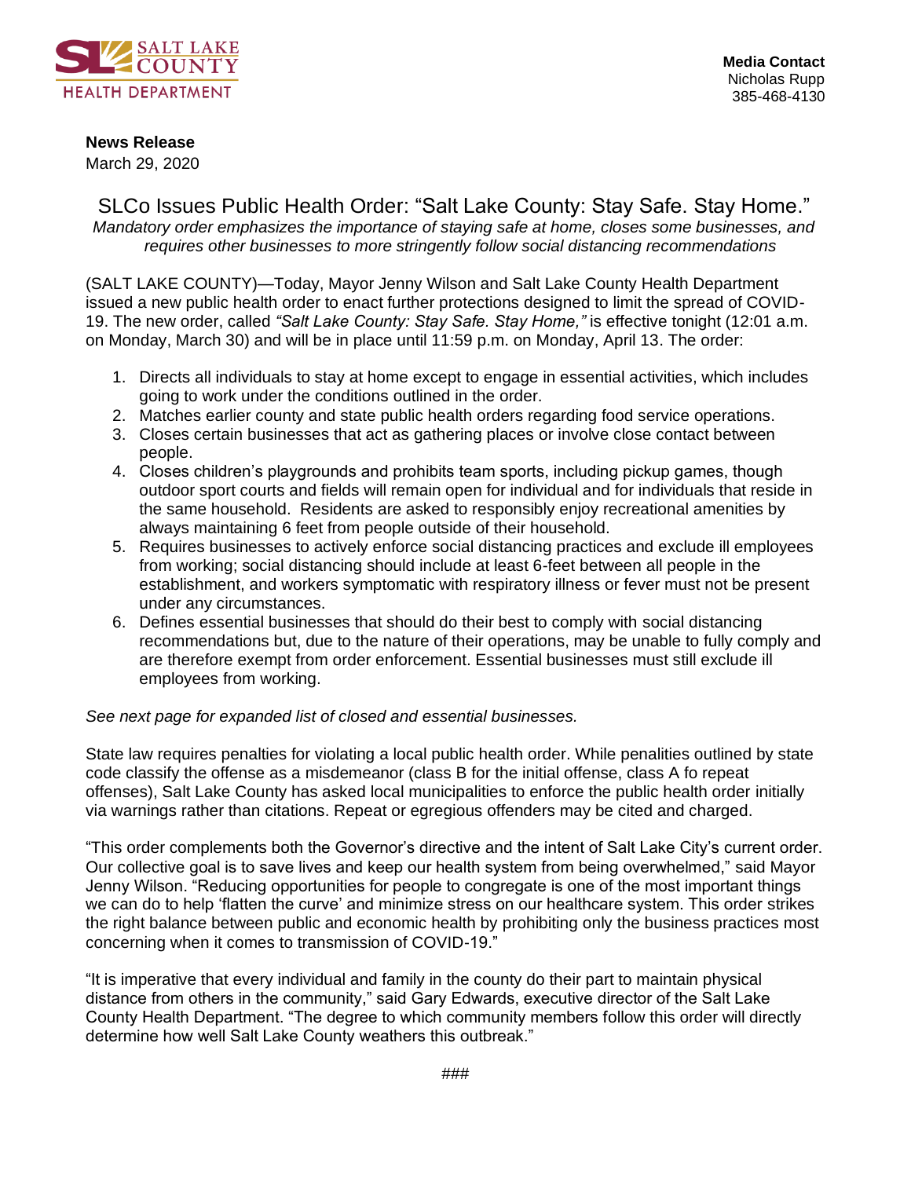SALT LAKE COUNTY HEALTH DEPARTMENT

**Media Contact**
Nicholas Rupp
385-468-4130

**News Release**
March 29, 2020

# SLCo Issues Public Health Order: "Salt Lake County: Stay Safe. Stay Home."

*Mandatory order emphasizes the importance of staying safe at home, closes some businesses, and requires other businesses to more stringently follow social distancing recommendations*

(SALT LAKE COUNTY)—Today, Mayor Jenny Wilson and Salt Lake County Health Department issued a new public health order to enact further protections designed to limit the spread of COVID-19. The new order, called *"Salt Lake County: Stay Safe. Stay Home,"* is effective tonight (12:01 a.m. on Monday, March 30) and will be in place until 11:59 p.m. on Monday, April 13. The order:

1. Directs all individuals to stay at home except to engage in essential activities, which includes going to work under the conditions outlined in the order.
2. Matches earlier county and state public health orders regarding food service operations.
3. Closes certain businesses that act as gathering places or involve close contact between people.
4. Closes children's playgrounds and prohibits team sports, including pickup games, though outdoor sport courts and fields will remain open for individual and for individuals that reside in the same household. Residents are asked to responsibly enjoy recreational amenities by always maintaining 6 feet from people outside of their household.
5. Requires businesses to actively enforce social distancing practices and exclude ill employees from working; social distancing should include at least 6-feet between all people in the establishment, and workers symptomatic with respiratory illness or fever must not be present under any circumstances.
6. Defines essential businesses that should do their best to comply with social distancing recommendations but, due to the nature of their operations, may be unable to fully comply and are therefore exempt from order enforcement. Essential businesses must still exclude ill employees from working.

*See next page for expanded list of closed and essential businesses.*

State law requires penalties for violating a local public health order. While penalities outlined by state code classify the offense as a misdemeanor (class B for the initial offense, class A fo repeat offenses), Salt Lake County has asked local municipalities to enforce the public health order initially via warnings rather than citations. Repeat or egregious offenders may be cited and charged.

"This order complements both the Governor's directive and the intent of Salt Lake City's current order. Our collective goal is to save lives and keep our health system from being overwhelmed," said Mayor Jenny Wilson. "Reducing opportunities for people to congregate is one of the most important things we can do to help 'flatten the curve' and minimize stress on our healthcare system. This order strikes the right balance between public and economic health by prohibiting only the business practices most concerning when it comes to transmission of COVID-19."

"It is imperative that every individual and family in the county do their part to maintain physical distance from others in the community," said Gary Edwards, executive director of the Salt Lake County Health Department. "The degree to which community members follow this order will directly determine how well Salt Lake County weathers this outbreak."

###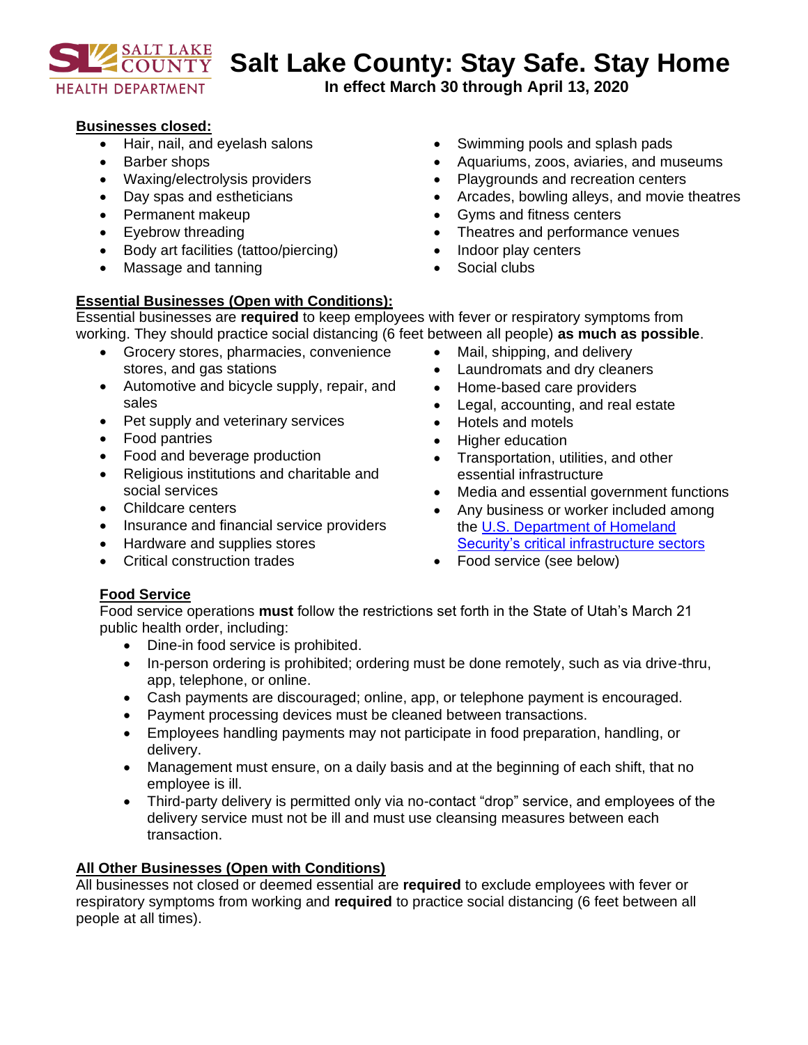# Salt Lake County: Stay Safe. Stay Home

**In effect March 30 through April 13, 2020**

## Businesses closed:

- Hair, nail, and eyelash salons
- Barber shops
- Waxing/electrolysis providers
- Day spas and estheticians
- Permanent makeup
- Eyebrow threading
- Body art facilities (tattoo/piercing)
- Massage and tanning
- Swimming pools and splash pads
- Aquariums, zoos, aviaries, and museums
- Playgrounds and recreation centers
- Arcades, bowling alleys, and movie theatres
- Gyms and fitness centers
- Theatres and performance venues
- Indoor play centers
- Social clubs

## Essential Businesses (Open with Conditions):

Essential businesses are **required** to keep employees with fever or respiratory symptoms from working. They should practice social distancing (6 feet between all people) **as much as possible**.

- Grocery stores, pharmacies, convenience stores, and gas stations
- Automotive and bicycle supply, repair, and sales
- Pet supply and veterinary services
- Food pantries
- Food and beverage production
- Religious institutions and charitable and social services
- Childcare centers
- Insurance and financial service providers
- Hardware and supplies stores
- Critical construction trades
- Mail, shipping, and delivery
- Laundromats and dry cleaners
- Home-based care providers
- Legal, accounting, and real estate
- Hotels and motels
- Higher education
- Transportation, utilities, and other essential infrastructure
- Media and essential government functions
- Any business or worker included among the U.S. Department of Homeland Security's critical infrastructure sectors
- Food service (see below)

### Food Service

Food service operations **must** follow the restrictions set forth in the State of Utah's March 21 public health order, including:

- Dine-in food service is prohibited.
- In-person ordering is prohibited; ordering must be done remotely, such as via drive-thru, app, telephone, or online.
- Cash payments are discouraged; online, app, or telephone payment is encouraged.
- Payment processing devices must be cleaned between transactions.
- Employees handling payments may not participate in food preparation, handling, or delivery.
- Management must ensure, on a daily basis and at the beginning of each shift, that no employee is ill.
- Third-party delivery is permitted only via no-contact "drop" service, and employees of the delivery service must not be ill and must use cleansing measures between each transaction.

## All Other Businesses (Open with Conditions)

All businesses not closed or deemed essential are **required** to exclude employees with fever or respiratory symptoms from working and **required** to practice social distancing (6 feet between all people at all times).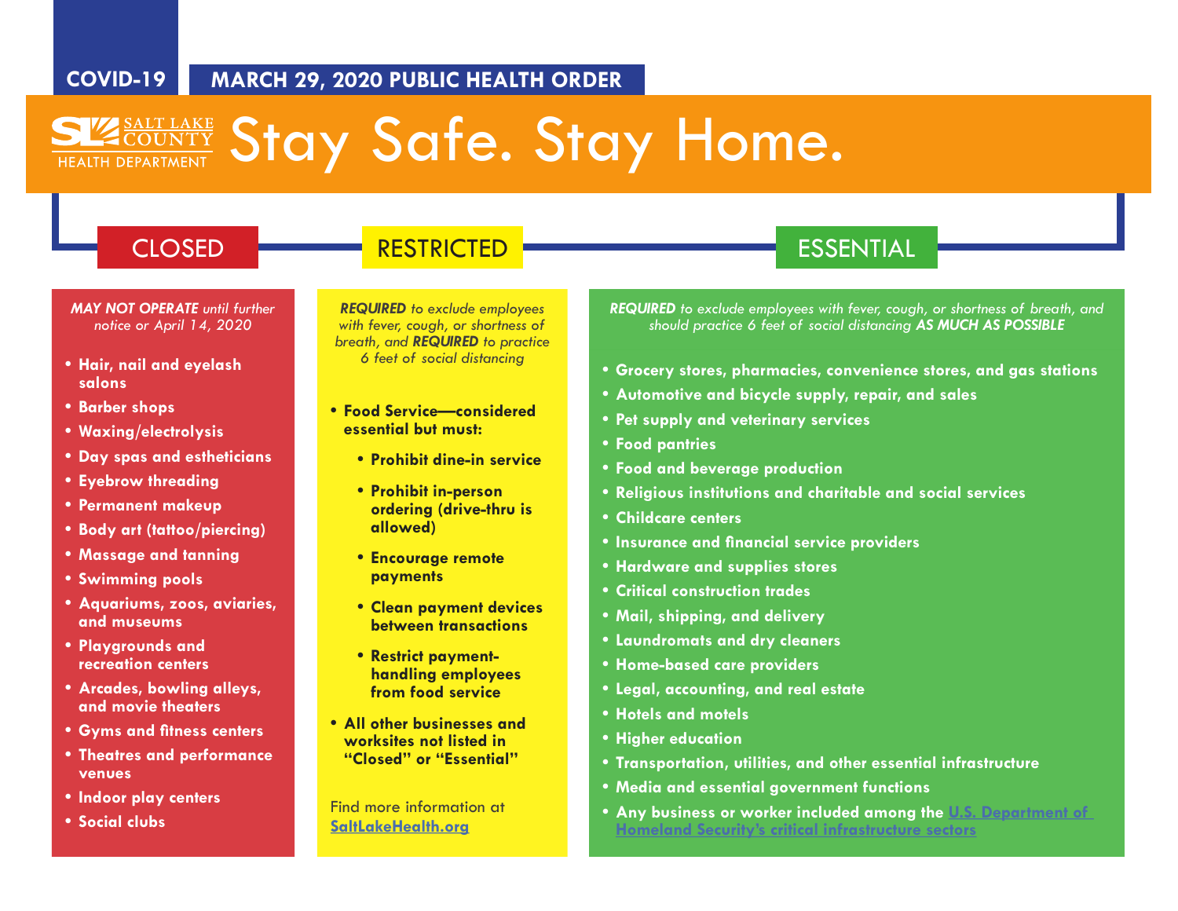COVID-19

MARCH 29, 2020 PUBLIC HEALTH ORDER

SALT LAKE COUNTY HEALTH DEPARTMENT

# Stay Safe. Stay Home.

## CLOSED

***MAY NOT OPERATE** until further notice or April 14, 2020*

- **Hair, nail and eyelash salons**
- **Barber shops**
- **Waxing/electrolysis**
- **Day spas and estheticians**
- **Eyebrow threading**
- **Permanent makeup**
- **Body art (tattoo/piercing)**
- **Massage and tanning**
- **Swimming pools**
- **Aquariums, zoos, aviaries, and museums**
- **Playgrounds and recreation centers**
- **Arcades, bowling alleys, and movie theaters**
- **Gyms and fitness centers**
- **Theatres and performance venues**
- **Indoor play centers**
- **Social clubs**

## RESTRICTED

***REQUIRED** to exclude employees with fever, cough, or shortness of breath, and **REQUIRED** to practice 6 feet of social distancing*

- **Food Service—considered essential but must:**
  - **Prohibit dine-in service**
  - **Prohibit in-person ordering (drive-thru is allowed)**
  - **Encourage remote payments**
  - **Clean payment devices between transactions**
  - **Restrict payment-handling employees from food service**
- **All other businesses and worksites not listed in "Closed" or "Essential"**

Find more information at [SaltLakeHealth.org]

## ESSENTIAL

***REQUIRED** to exclude employees with fever, cough, or shortness of breath, and should practice 6 feet of social distancing **AS MUCH AS POSSIBLE***

- **Grocery stores, pharmacies, convenience stores, and gas stations**
- **Automotive and bicycle supply, repair, and sales**
- **Pet supply and veterinary services**
- **Food pantries**
- **Food and beverage production**
- **Religious institutions and charitable and social services**
- **Childcare centers**
- **Insurance and financial service providers**
- **Hardware and supplies stores**
- **Critical construction trades**
- **Mail, shipping, and delivery**
- **Laundromats and dry cleaners**
- **Home-based care providers**
- **Legal, accounting, and real estate**
- **Hotels and motels**
- **Higher education**
- **Transportation, utilities, and other essential infrastructure**
- **Media and essential government functions**
- **Any business or worker included among the [U.S. Department of Homeland Security's critical infrastructure sectors]**